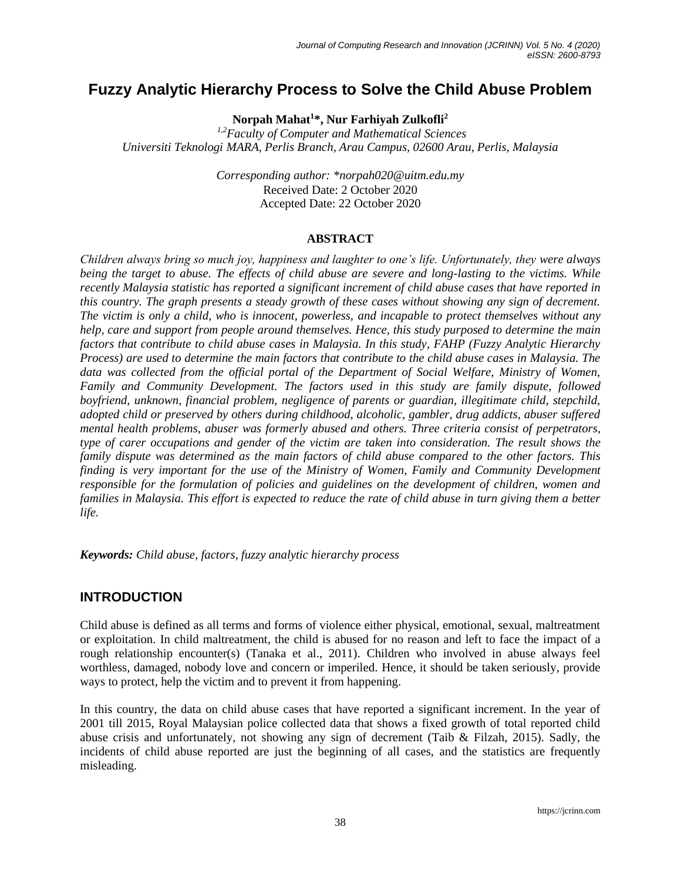# Fuzzy Analytic Hierarchy Process to Solve the Child Abuse Problem

**Norpah Mahat[1]\*, Nur Farhiyah Zulkofli[2]**

*[1,2]Faculty of Computer and Mathematical Sciences*
*Universiti Teknologi MARA, Perlis Branch, Arau Campus, 02600 Arau, Perlis, Malaysia*

*Corresponding author: \*norpah020@uitm.edu.my*
Received Date: 2 October 2020
Accepted Date: 22 October 2020

## ABSTRACT

*Children always bring so much joy, happiness and laughter to one's life. Unfortunately, they were always being the target to abuse. The effects of child abuse are severe and long-lasting to the victims. While recently Malaysia statistic has reported a significant increment of child abuse cases that have reported in this country. The graph presents a steady growth of these cases without showing any sign of decrement. The victim is only a child, who is innocent, powerless, and incapable to protect themselves without any help, care and support from people around themselves. Hence, this study purposed to determine the main factors that contribute to child abuse cases in Malaysia. In this study, FAHP (Fuzzy Analytic Hierarchy Process) are used to determine the main factors that contribute to the child abuse cases in Malaysia. The data was collected from the official portal of the Department of Social Welfare, Ministry of Women, Family and Community Development. The factors used in this study are family dispute, followed boyfriend, unknown, financial problem, negligence of parents or guardian, illegitimate child, stepchild, adopted child or preserved by others during childhood, alcoholic, gambler, drug addicts, abuser suffered mental health problems, abuser was formerly abused and others. Three criteria consist of perpetrators, type of carer occupations and gender of the victim are taken into consideration. The result shows the family dispute was determined as the main factors of child abuse compared to the other factors. This finding is very important for the use of the Ministry of Women, Family and Community Development responsible for the formulation of policies and guidelines on the development of children, women and families in Malaysia. This effort is expected to reduce the rate of child abuse in turn giving them a better life.*

***Keywords:*** *Child abuse, factors, fuzzy analytic hierarchy process*

## INTRODUCTION

Child abuse is defined as all terms and forms of violence either physical, emotional, sexual, maltreatment or exploitation. In child maltreatment, the child is abused for no reason and left to face the impact of a rough relationship encounter(s) (Tanaka et al., 2011). Children who involved in abuse always feel worthless, damaged, nobody love and concern or imperiled. Hence, it should be taken seriously, provide ways to protect, help the victim and to prevent it from happening.

In this country, the data on child abuse cases that have reported a significant increment. In the year of 2001 till 2015, Royal Malaysian police collected data that shows a fixed growth of total reported child abuse crisis and unfortunately, not showing any sign of decrement (Taib & Filzah, 2015). Sadly, the incidents of child abuse reported are just the beginning of all cases, and the statistics are frequently misleading.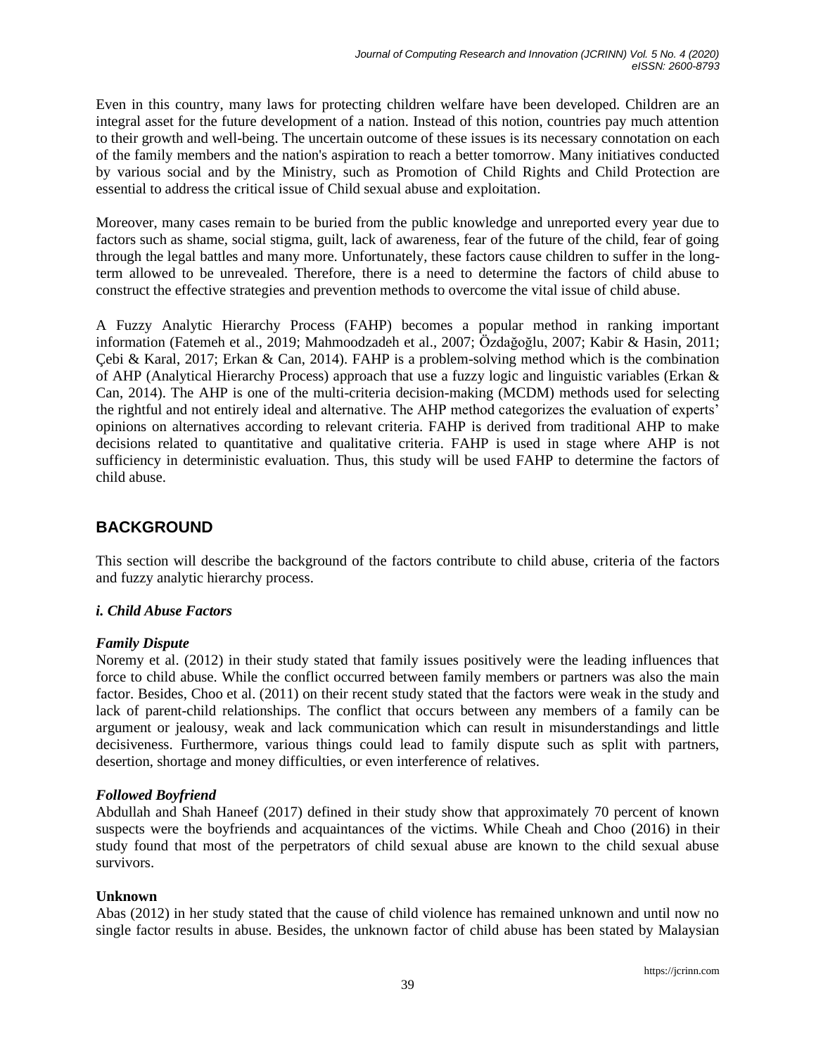Even in this country, many laws for protecting children welfare have been developed. Children are an integral asset for the future development of a nation. Instead of this notion, countries pay much attention to their growth and well-being. The uncertain outcome of these issues is its necessary connotation on each of the family members and the nation's aspiration to reach a better tomorrow. Many initiatives conducted by various social and by the Ministry, such as Promotion of Child Rights and Child Protection are essential to address the critical issue of Child sexual abuse and exploitation.

Moreover, many cases remain to be buried from the public knowledge and unreported every year due to factors such as shame, social stigma, guilt, lack of awareness, fear of the future of the child, fear of going through the legal battles and many more. Unfortunately, these factors cause children to suffer in the long-term allowed to be unrevealed. Therefore, there is a need to determine the factors of child abuse to construct the effective strategies and prevention methods to overcome the vital issue of child abuse.

A Fuzzy Analytic Hierarchy Process (FAHP) becomes a popular method in ranking important information (Fatemeh et al., 2019; Mahmoodzadeh et al., 2007; Özdağoğlu, 2007; Kabir & Hasin, 2011; Çebi & Karal, 2017; Erkan & Can, 2014). FAHP is a problem-solving method which is the combination of AHP (Analytical Hierarchy Process) approach that use a fuzzy logic and linguistic variables (Erkan & Can, 2014). The AHP is one of the multi-criteria decision-making (MCDM) methods used for selecting the rightful and not entirely ideal and alternative. The AHP method categorizes the evaluation of experts' opinions on alternatives according to relevant criteria. FAHP is derived from traditional AHP to make decisions related to quantitative and qualitative criteria. FAHP is used in stage where AHP is not sufficiency in deterministic evaluation. Thus, this study will be used FAHP to determine the factors of child abuse.

## BACKGROUND

This section will describe the background of the factors contribute to child abuse, criteria of the factors and fuzzy analytic hierarchy process.

### *i. Child Abuse Factors*

***Family Dispute***

Noremy et al. (2012) in their study stated that family issues positively were the leading influences that force to child abuse. While the conflict occurred between family members or partners was also the main factor. Besides, Choo et al. (2011) on their recent study stated that the factors were weak in the study and lack of parent-child relationships. The conflict that occurs between any members of a family can be argument or jealousy, weak and lack communication which can result in misunderstandings and little decisiveness. Furthermore, various things could lead to family dispute such as split with partners, desertion, shortage and money difficulties, or even interference of relatives.

***Followed Boyfriend***

Abdullah and Shah Haneef (2017) defined in their study show that approximately 70 percent of known suspects were the boyfriends and acquaintances of the victims. While Cheah and Choo (2016) in their study found that most of the perpetrators of child sexual abuse are known to the child sexual abuse survivors.

**Unknown**

Abas (2012) in her study stated that the cause of child violence has remained unknown and until now no single factor results in abuse. Besides, the unknown factor of child abuse has been stated by Malaysian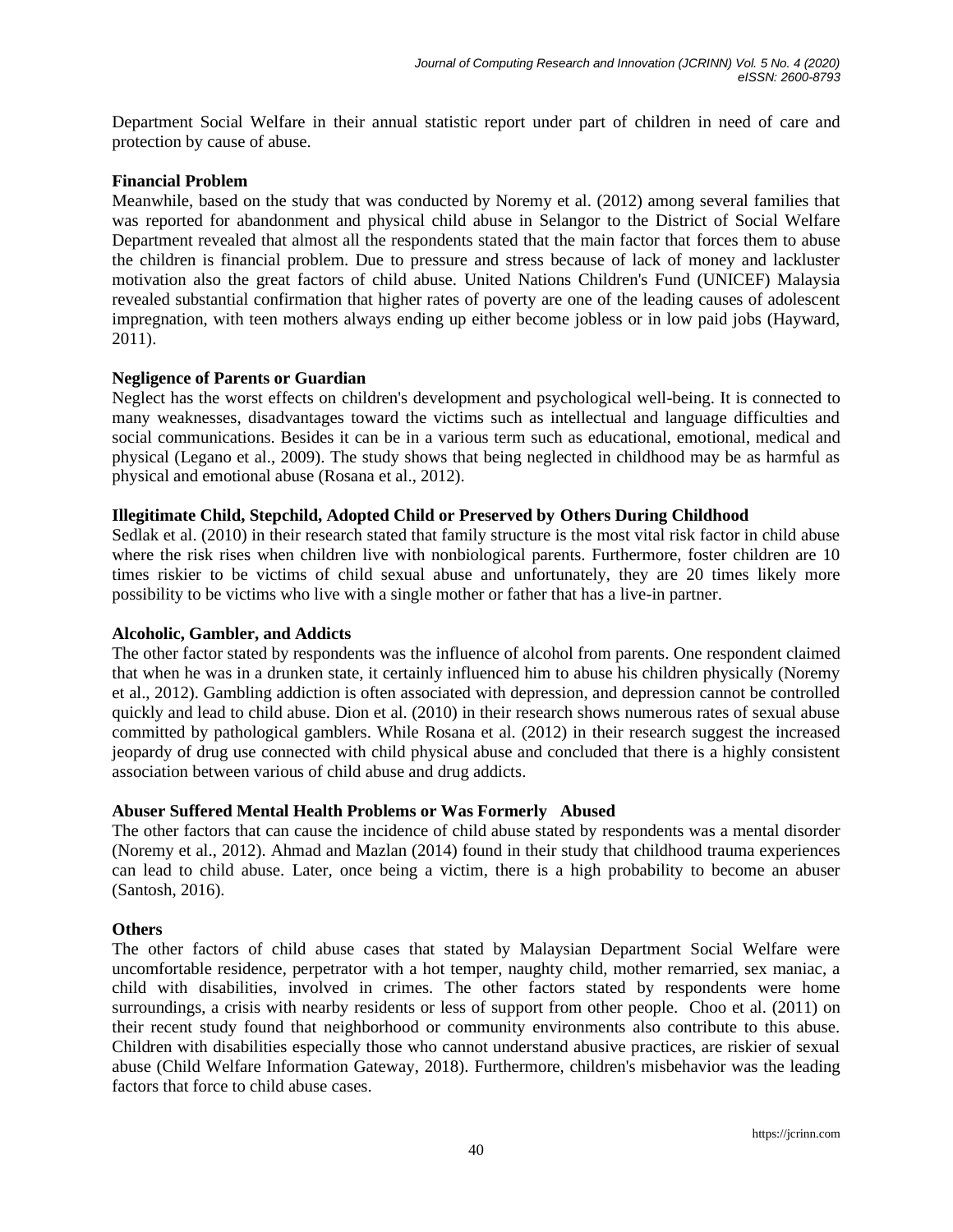Department Social Welfare in their annual statistic report under part of children in need of care and protection by cause of abuse.

**Financial Problem**

Meanwhile, based on the study that was conducted by Noremy et al. (2012) among several families that was reported for abandonment and physical child abuse in Selangor to the District of Social Welfare Department revealed that almost all the respondents stated that the main factor that forces them to abuse the children is financial problem. Due to pressure and stress because of lack of money and lackluster motivation also the great factors of child abuse. United Nations Children's Fund (UNICEF) Malaysia revealed substantial confirmation that higher rates of poverty are one of the leading causes of adolescent impregnation, with teen mothers always ending up either become jobless or in low paid jobs (Hayward, 2011).

**Negligence of Parents or Guardian**

Neglect has the worst effects on children's development and psychological well-being. It is connected to many weaknesses, disadvantages toward the victims such as intellectual and language difficulties and social communications. Besides it can be in a various term such as educational, emotional, medical and physical (Legano et al., 2009). The study shows that being neglected in childhood may be as harmful as physical and emotional abuse (Rosana et al., 2012).

**Illegitimate Child, Stepchild, Adopted Child or Preserved by Others During Childhood**

Sedlak et al. (2010) in their research stated that family structure is the most vital risk factor in child abuse where the risk rises when children live with nonbiological parents. Furthermore, foster children are 10 times riskier to be victims of child sexual abuse and unfortunately, they are 20 times likely more possibility to be victims who live with a single mother or father that has a live-in partner.

**Alcoholic, Gambler, and Addicts**

The other factor stated by respondents was the influence of alcohol from parents. One respondent claimed that when he was in a drunken state, it certainly influenced him to abuse his children physically (Noremy et al., 2012). Gambling addiction is often associated with depression, and depression cannot be controlled quickly and lead to child abuse. Dion et al. (2010) in their research shows numerous rates of sexual abuse committed by pathological gamblers. While Rosana et al. (2012) in their research suggest the increased jeopardy of drug use connected with child physical abuse and concluded that there is a highly consistent association between various of child abuse and drug addicts.

**Abuser Suffered Mental Health Problems or Was Formerly Abused**

The other factors that can cause the incidence of child abuse stated by respondents was a mental disorder (Noremy et al., 2012). Ahmad and Mazlan (2014) found in their study that childhood trauma experiences can lead to child abuse. Later, once being a victim, there is a high probability to become an abuser (Santosh, 2016).

**Others**

The other factors of child abuse cases that stated by Malaysian Department Social Welfare were uncomfortable residence, perpetrator with a hot temper, naughty child, mother remarried, sex maniac, a child with disabilities, involved in crimes. The other factors stated by respondents were home surroundings, a crisis with nearby residents or less of support from other people. Choo et al. (2011) on their recent study found that neighborhood or community environments also contribute to this abuse. Children with disabilities especially those who cannot understand abusive practices, are riskier of sexual abuse (Child Welfare Information Gateway, 2018). Furthermore, children's misbehavior was the leading factors that force to child abuse cases.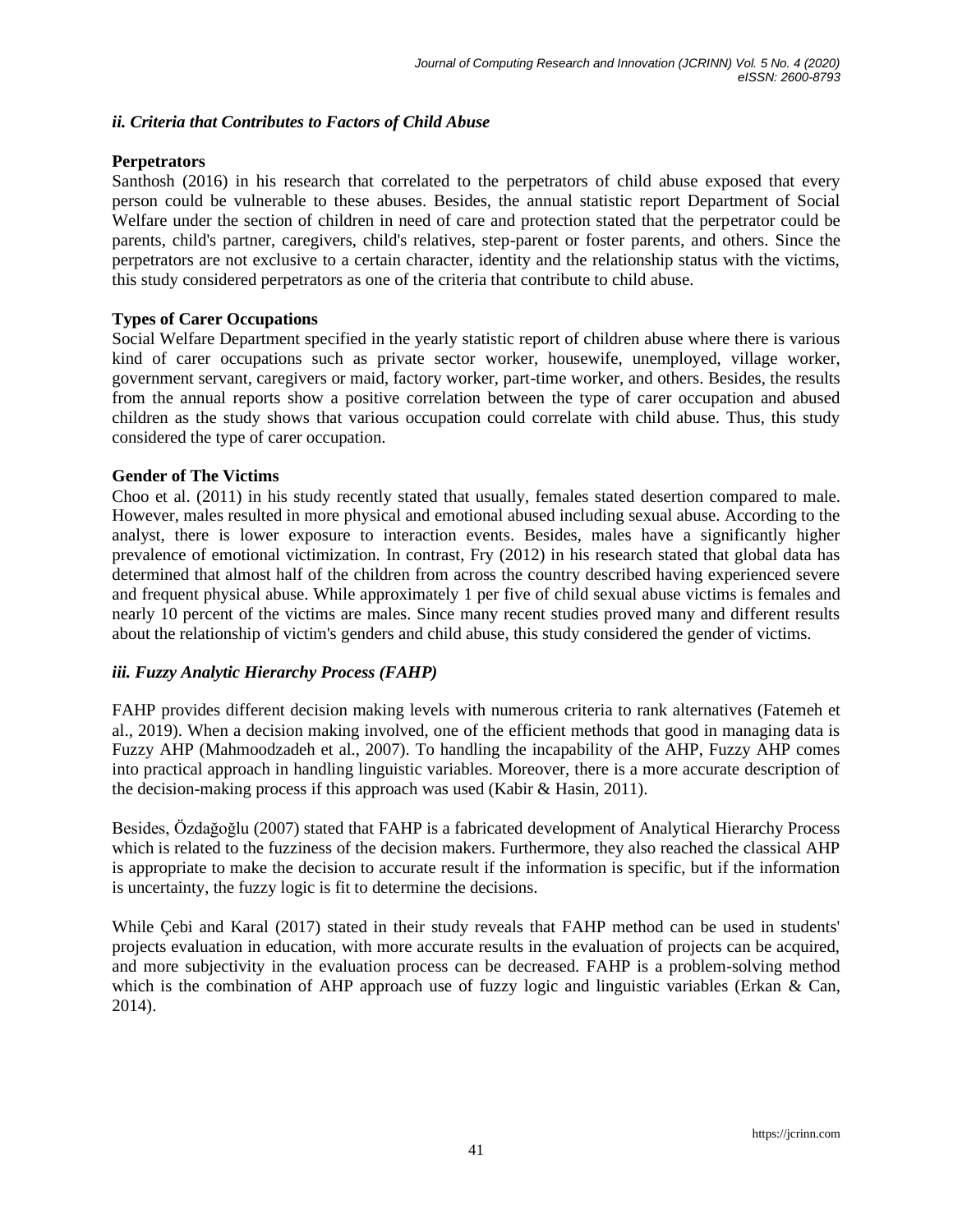### *ii. Criteria that Contributes to Factors of Child Abuse*

**Perpetrators**

Santhosh (2016) in his research that correlated to the perpetrators of child abuse exposed that every person could be vulnerable to these abuses. Besides, the annual statistic report Department of Social Welfare under the section of children in need of care and protection stated that the perpetrator could be parents, child's partner, caregivers, child's relatives, step-parent or foster parents, and others. Since the perpetrators are not exclusive to a certain character, identity and the relationship status with the victims, this study considered perpetrators as one of the criteria that contribute to child abuse.

**Types of Carer Occupations**

Social Welfare Department specified in the yearly statistic report of children abuse where there is various kind of carer occupations such as private sector worker, housewife, unemployed, village worker, government servant, caregivers or maid, factory worker, part-time worker, and others. Besides, the results from the annual reports show a positive correlation between the type of carer occupation and abused children as the study shows that various occupation could correlate with child abuse. Thus, this study considered the type of carer occupation.

**Gender of The Victims**

Choo et al. (2011) in his study recently stated that usually, females stated desertion compared to male. However, males resulted in more physical and emotional abused including sexual abuse. According to the analyst, there is lower exposure to interaction events. Besides, males have a significantly higher prevalence of emotional victimization. In contrast, Fry (2012) in his research stated that global data has determined that almost half of the children from across the country described having experienced severe and frequent physical abuse. While approximately 1 per five of child sexual abuse victims is females and nearly 10 percent of the victims are males. Since many recent studies proved many and different results about the relationship of victim's genders and child abuse, this study considered the gender of victims.

### *iii. Fuzzy Analytic Hierarchy Process (FAHP)*

FAHP provides different decision making levels with numerous criteria to rank alternatives (Fatemeh et al., 2019). When a decision making involved, one of the efficient methods that good in managing data is Fuzzy AHP (Mahmoodzadeh et al., 2007). To handling the incapability of the AHP, Fuzzy AHP comes into practical approach in handling linguistic variables. Moreover, there is a more accurate description of the decision-making process if this approach was used (Kabir & Hasin, 2011).

Besides, Özdağoğlu (2007) stated that FAHP is a fabricated development of Analytical Hierarchy Process which is related to the fuzziness of the decision makers. Furthermore, they also reached the classical AHP is appropriate to make the decision to accurate result if the information is specific, but if the information is uncertainty, the fuzzy logic is fit to determine the decisions.

While Çebi and Karal (2017) stated in their study reveals that FAHP method can be used in students' projects evaluation in education, with more accurate results in the evaluation of projects can be acquired, and more subjectivity in the evaluation process can be decreased. FAHP is a problem-solving method which is the combination of AHP approach use of fuzzy logic and linguistic variables (Erkan & Can, 2014).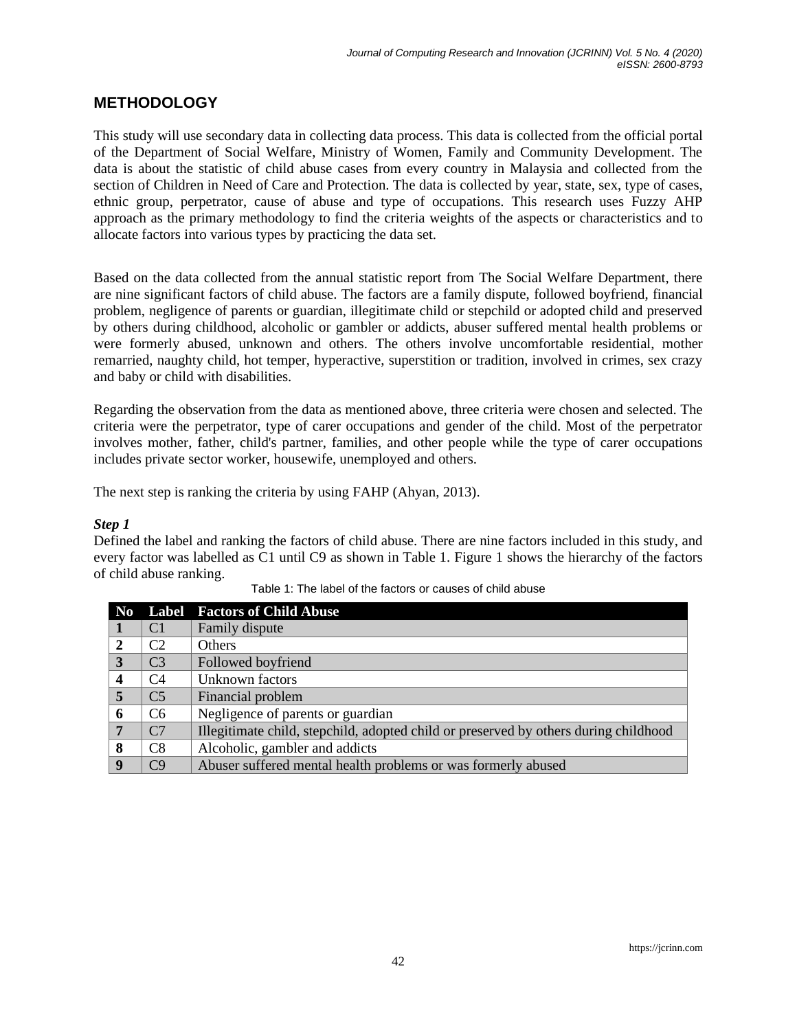## METHODOLOGY

This study will use secondary data in collecting data process. This data is collected from the official portal of the Department of Social Welfare, Ministry of Women, Family and Community Development. The data is about the statistic of child abuse cases from every country in Malaysia and collected from the section of Children in Need of Care and Protection. The data is collected by year, state, sex, type of cases, ethnic group, perpetrator, cause of abuse and type of occupations. This research uses Fuzzy AHP approach as the primary methodology to find the criteria weights of the aspects or characteristics and to allocate factors into various types by practicing the data set.

Based on the data collected from the annual statistic report from The Social Welfare Department, there are nine significant factors of child abuse. The factors are a family dispute, followed boyfriend, financial problem, negligence of parents or guardian, illegitimate child or stepchild or adopted child and preserved by others during childhood, alcoholic or gambler or addicts, abuser suffered mental health problems or were formerly abused, unknown and others. The others involve uncomfortable residential, mother remarried, naughty child, hot temper, hyperactive, superstition or tradition, involved in crimes, sex crazy and baby or child with disabilities.

Regarding the observation from the data as mentioned above, three criteria were chosen and selected. The criteria were the perpetrator, type of carer occupations and gender of the child. Most of the perpetrator involves mother, father, child's partner, families, and other people while the type of carer occupations includes private sector worker, housewife, unemployed and others.

The next step is ranking the criteria by using FAHP (Ahyan, 2013).

***Step 1***

Defined the label and ranking the factors of child abuse. There are nine factors included in this study, and every factor was labelled as C1 until C9 as shown in Table 1. Figure 1 shows the hierarchy of the factors of child abuse ranking.

Table 1: The label of the factors or causes of child abuse

| No | Label | Factors of Child Abuse |
|---|---|---|
| **1** | C1 | Family dispute |
| **2** | C2 | Others |
| **3** | C3 | Followed boyfriend |
| **4** | C4 | Unknown factors |
| **5** | C5 | Financial problem |
| **6** | C6 | Negligence of parents or guardian |
| **7** | C7 | Illegitimate child, stepchild, adopted child or preserved by others during childhood |
| **8** | C8 | Alcoholic, gambler and addicts |
| **9** | C9 | Abuser suffered mental health problems or was formerly abused |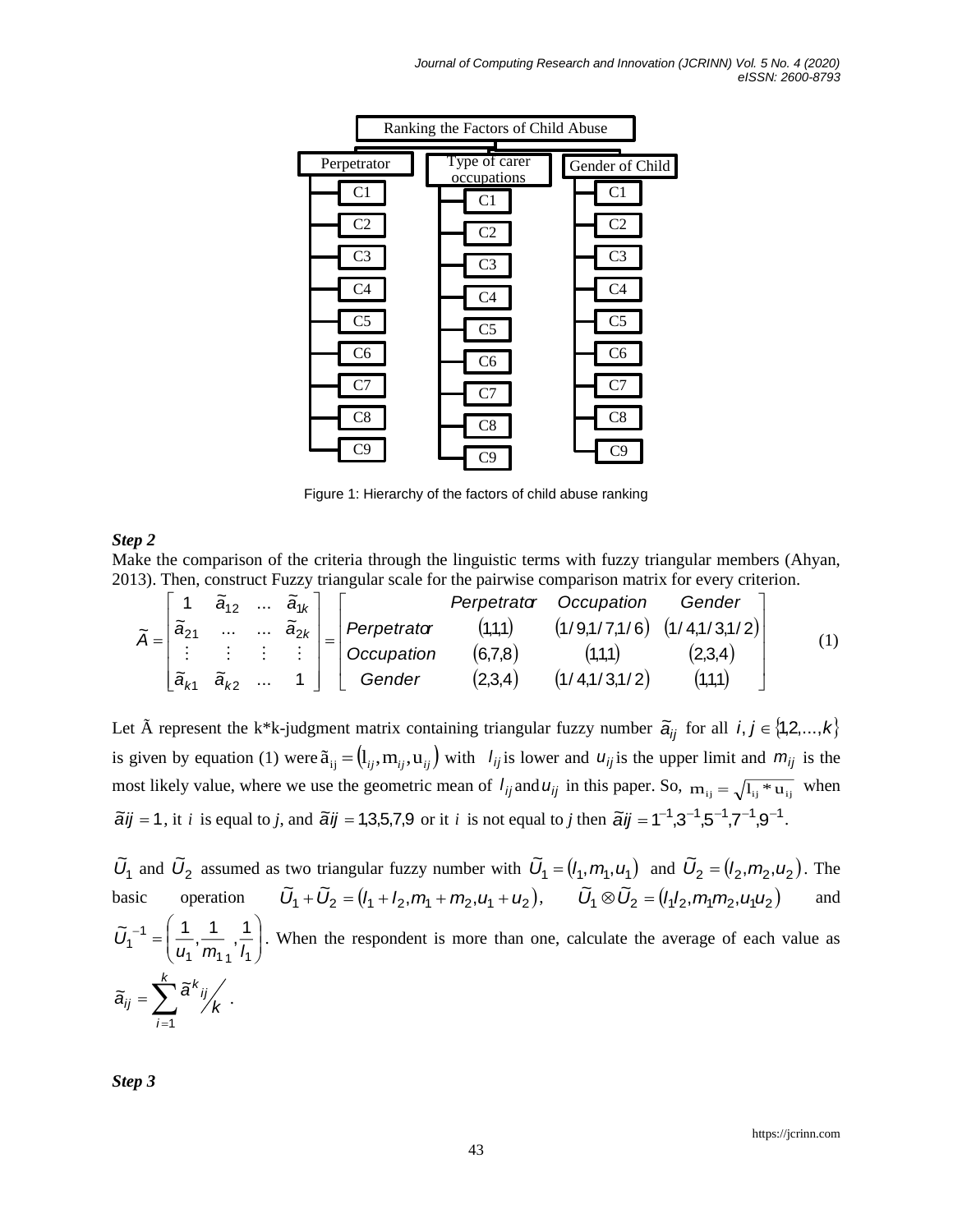Ranking the Factors of Child Abuse

| Perpetrator | Type of carer occupations | Gender of Child |
|---|---|---|
| C1 | C1 | C1 |
| C2 | C2 | C2 |
| C3 | C3 | C3 |
| C4 | C4 | C4 |
| C5 | C5 | C5 |
| C6 | C6 | C6 |
| C7 | C7 | C7 |
| C8 | C8 | C8 |
| C9 | C9 | C9 |

Figure 1: Hierarchy of the factors of child abuse ranking

***Step 2***

Make the comparison of the criteria through the linguistic terms with fuzzy triangular members (Ahyan, 2013). Then, construct Fuzzy triangular scale for the pairwise comparison matrix for every criterion.

$$\tilde{A} = \begin{bmatrix} 1 & \tilde{a}_{12} & \dots & \tilde{a}_{1k} \\ \tilde{a}_{21} & \dots & \dots & \tilde{a}_{2k} \\ \vdots & \vdots & \vdots & \vdots \\ \tilde{a}_{k1} & \tilde{a}_{k2} & \dots & 1 \end{bmatrix} = \begin{bmatrix} & Perpetrator & Occupation & Gender \\ Perpetrator & (1,1,1) & (1/9,1/7,1/6) & (1/4,1/3,1/2) \\ Occupation & (6,7,8) & (1,1,1) & (2,3,4) \\ Gender & (2,3,4) & (1/4,1/3,1/2) & (1,1,1) \end{bmatrix} \quad (1)$$

Let Ã represent the k*k-judgment matrix containing triangular fuzzy number $\tilde{a}_{ij}$ for all $i, j \in \{1,2,\dots,k\}$ is given by equation (1) were $\tilde{a}_{ij} = (l_{ij}, m_{ij}, u_{ij})$ with $l_{ij}$ is lower and $u_{ij}$ is the upper limit and $m_{ij}$ is the most likely value, where we use the geometric mean of $l_{ij}$ and $u_{ij}$ in this paper. So, $m_{ij} = \sqrt{l_{ij} * u_{ij}}$ when $\tilde{a}ij = 1$, it $i$ is equal to $j$, and $\tilde{a}ij = 1,3,5,7,9$ or it $i$ is not equal to $j$ then $\tilde{a}ij = 1^{-1}, 3^{-1}, 5^{-1}, 7^{-1}, 9^{-1}$.

$\tilde{U}_1$ and $\tilde{U}_2$ assumed as two triangular fuzzy number with $\tilde{U}_1 = (l_1, m_1, u_1)$ and $\tilde{U}_2 = (l_2, m_2, u_2)$. The basic operation $\tilde{U}_1 + \tilde{U}_2 = (l_1 + l_2, m_1 + m_2, u_1 + u_2)$, $\tilde{U}_1 \otimes \tilde{U}_2 = (l_1 l_2, m_1 m_2, u_1 u_2)$ and $\tilde{U}_1^{-1} = \left( \frac{1}{u_1}, \frac{1}{m_{11}}, \frac{1}{l_1} \right)$. When the respondent is more than one, calculate the average of each value as $\tilde{a}_{ij} = \sum_{i=1}^{k} \tilde{a}^{k}{}_{ij} \big/ k$ .

***Step 3***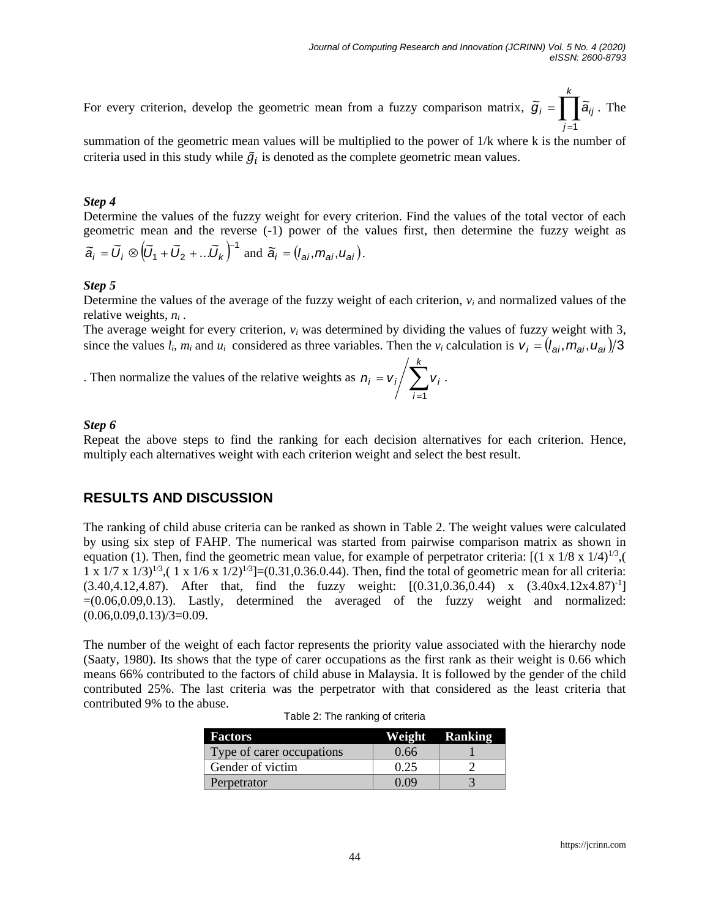For every criterion, develop the geometric mean from a fuzzy comparison matrix, $\tilde{g}_i = \prod_{j=1}^{k} \tilde{a}_{ij}$. The summation of the geometric mean values will be multiplied to the power of 1/k where k is the number of criteria used in this study while $\tilde{g}_i$ is denoted as the complete geometric mean values.

***Step 4***

Determine the values of the fuzzy weight for every criterion. Find the values of the total vector of each geometric mean and the reverse (-1) power of the values first, then determine the fuzzy weight as $\tilde{a}_i = \tilde{U}_i \otimes \left(\tilde{U}_1 + \tilde{U}_2 + ...\tilde{U}_k\right)^{-1}$ and $\tilde{a}_i = \left(l_{ai}, m_{ai}, u_{ai}\right)$.

***Step 5***

Determine the values of the average of the fuzzy weight of each criterion, $v_i$ and normalized values of the relative weights, $n_i$ .

The average weight for every criterion, $v_i$ was determined by dividing the values of fuzzy weight with 3, since the values $l_i$, $m_i$ and $u_i$ considered as three variables. Then the $v_i$ calculation is $v_i = \left(l_{ai}, m_{ai}, u_{ai}\right)/3$. Then normalize the values of the relative weights as $n_i = v_i \Big/ \sum_{i=1}^{k} v_i$ .

***Step 6***

Repeat the above steps to find the ranking for each decision alternatives for each criterion. Hence, multiply each alternatives weight with each criterion weight and select the best result.

## RESULTS AND DISCUSSION

The ranking of child abuse criteria can be ranked as shown in Table 2. The weight values were calculated by using six step of FAHP. The numerical was started from pairwise comparison matrix as shown in equation (1). Then, find the geometric mean value, for example of perpetrator criteria: $[(1 \times 1/8 \times 1/4)^{1/3}, (1 \times 1/7 \times 1/3)^{1/3}, (1 \times 1/6 \times 1/2)^{1/3}] = (0.31, 0.36.0.44)$. Then, find the total of geometric mean for all criteria: (3.40,4.12,4.87). After that, find the fuzzy weight: $[(0.31, 0.36, 0.44) \times (3.40 \times 4.12 \times 4.87)^{-1}] = (0.06, 0.09, 0.13)$. Lastly, determined the averaged of the fuzzy weight and normalized: $(0.06, 0.09, 0.13)/3 = 0.09$.

The number of the weight of each factor represents the priority value associated with the hierarchy node (Saaty, 1980). Its shows that the type of carer occupations as the first rank as their weight is 0.66 which means 66% contributed to the factors of child abuse in Malaysia. It is followed by the gender of the child contributed 25%. The last criteria was the perpetrator with that considered as the least criteria that contributed 9% to the abuse.

Table 2: The ranking of criteria

| Factors | Weight | Ranking |
|---|---|---|
| Type of carer occupations | 0.66 | 1 |
| Gender of victim | 0.25 | 2 |
| Perpetrator | 0.09 | 3 |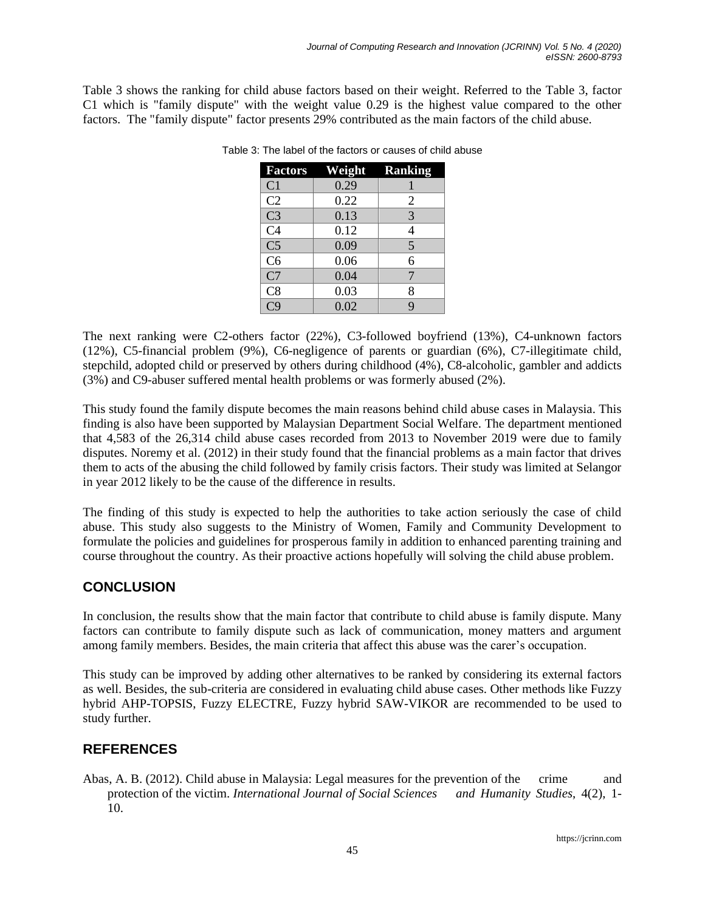Table 3 shows the ranking for child abuse factors based on their weight. Referred to the Table 3, factor C1 which is "family dispute" with the weight value 0.29 is the highest value compared to the other factors. The "family dispute" factor presents 29% contributed as the main factors of the child abuse.

Table 3: The label of the factors or causes of child abuse

| Factors | Weight | Ranking |
|---|---|---|
| C1 | 0.29 | 1 |
| C2 | 0.22 | 2 |
| C3 | 0.13 | 3 |
| C4 | 0.12 | 4 |
| C5 | 0.09 | 5 |
| C6 | 0.06 | 6 |
| C7 | 0.04 | 7 |
| C8 | 0.03 | 8 |
| C9 | 0.02 | 9 |

The next ranking were C2-others factor (22%), C3-followed boyfriend (13%), C4-unknown factors (12%), C5-financial problem (9%), C6-negligence of parents or guardian (6%), C7-illegitimate child, stepchild, adopted child or preserved by others during childhood (4%), C8-alcoholic, gambler and addicts (3%) and C9-abuser suffered mental health problems or was formerly abused (2%).

This study found the family dispute becomes the main reasons behind child abuse cases in Malaysia. This finding is also have been supported by Malaysian Department Social Welfare. The department mentioned that 4,583 of the 26,314 child abuse cases recorded from 2013 to November 2019 were due to family disputes. Noremy et al. (2012) in their study found that the financial problems as a main factor that drives them to acts of the abusing the child followed by family crisis factors. Their study was limited at Selangor in year 2012 likely to be the cause of the difference in results.

The finding of this study is expected to help the authorities to take action seriously the case of child abuse. This study also suggests to the Ministry of Women, Family and Community Development to formulate the policies and guidelines for prosperous family in addition to enhanced parenting training and course throughout the country. As their proactive actions hopefully will solving the child abuse problem.

## CONCLUSION

In conclusion, the results show that the main factor that contribute to child abuse is family dispute. Many factors can contribute to family dispute such as lack of communication, money matters and argument among family members. Besides, the main criteria that affect this abuse was the carer's occupation.

This study can be improved by adding other alternatives to be ranked by considering its external factors as well. Besides, the sub-criteria are considered in evaluating child abuse cases. Other methods like Fuzzy hybrid AHP-TOPSIS, Fuzzy ELECTRE, Fuzzy hybrid SAW-VIKOR are recommended to be used to study further.

## REFERENCES

Abas, A. B. (2012). Child abuse in Malaysia: Legal measures for the prevention of the crime and protection of the victim. *International Journal of Social Sciences and Humanity Studies*, 4(2), 1-10.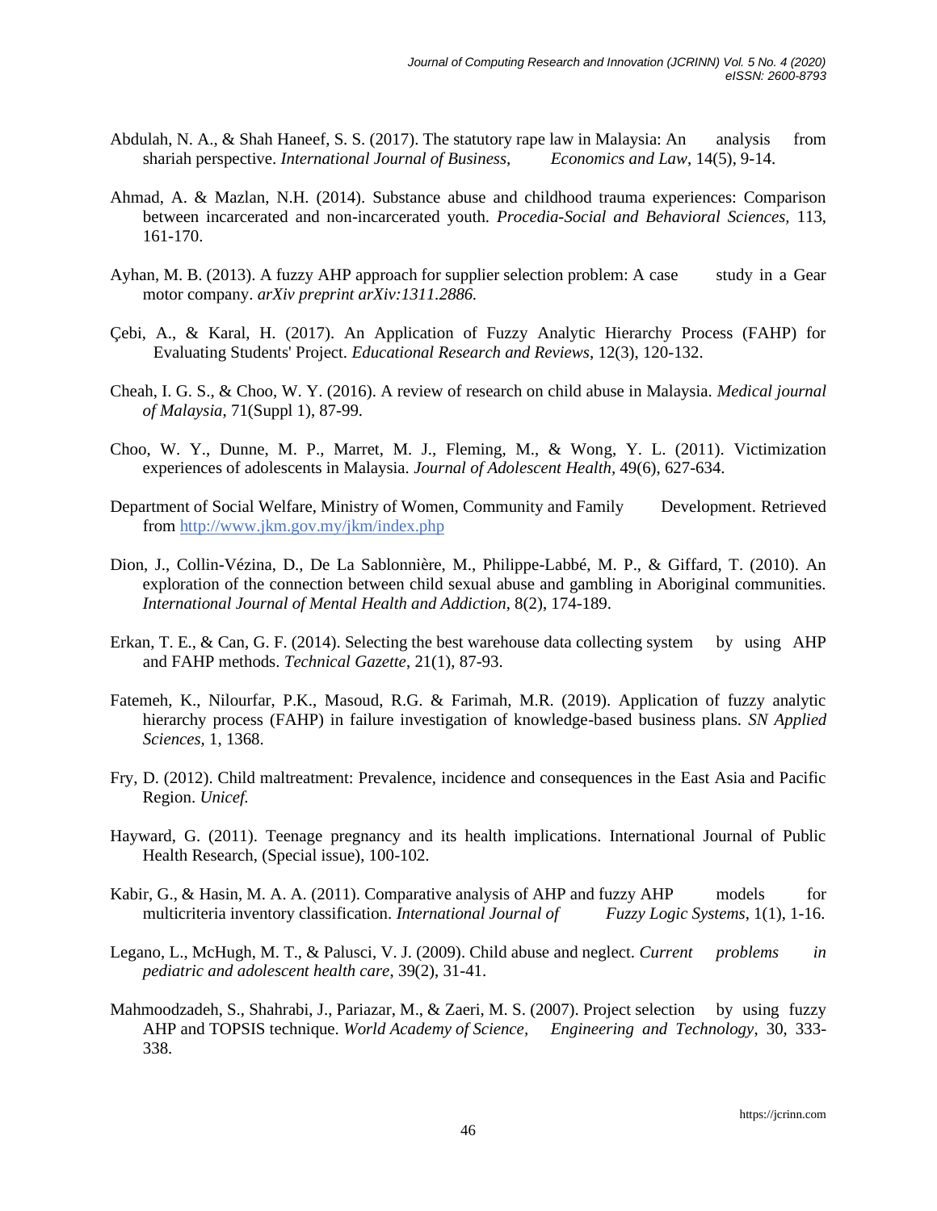Abdulah, N. A., & Shah Haneef, S. S. (2017). The statutory rape law in Malaysia: An analysis from shariah perspective. *International Journal of Business, Economics and Law*, 14(5), 9-14.

Ahmad, A. & Mazlan, N.H. (2014). Substance abuse and childhood trauma experiences: Comparison between incarcerated and non-incarcerated youth. *Procedia-Social and Behavioral Sciences*, 113, 161-170.

Ayhan, M. B. (2013). A fuzzy AHP approach for supplier selection problem: A case study in a Gear motor company. *arXiv preprint arXiv:1311.2886.*

Çebi, A., & Karal, H. (2017). An Application of Fuzzy Analytic Hierarchy Process (FAHP) for Evaluating Students' Project. *Educational Research and Reviews*, 12(3), 120-132.

Cheah, I. G. S., & Choo, W. Y. (2016). A review of research on child abuse in Malaysia. *Medical journal of Malaysia*, 71(Suppl 1), 87-99.

Choo, W. Y., Dunne, M. P., Marret, M. J., Fleming, M., & Wong, Y. L. (2011). Victimization experiences of adolescents in Malaysia. *Journal of Adolescent Health*, 49(6), 627-634.

Department of Social Welfare, Ministry of Women, Community and Family Development. Retrieved from http://www.jkm.gov.my/jkm/index.php

Dion, J., Collin-Vézina, D., De La Sablonnière, M., Philippe-Labbé, M. P., & Giffard, T. (2010). An exploration of the connection between child sexual abuse and gambling in Aboriginal communities. *International Journal of Mental Health and Addiction*, 8(2), 174-189.

Erkan, T. E., & Can, G. F. (2014). Selecting the best warehouse data collecting system by using AHP and FAHP methods. *Technical Gazette*, 21(1), 87-93.

Fatemeh, K., Nilourfar, P.K., Masoud, R.G. & Farimah, M.R. (2019). Application of fuzzy analytic hierarchy process (FAHP) in failure investigation of knowledge-based business plans. *SN Applied Sciences*, 1, 1368.

Fry, D. (2012). Child maltreatment: Prevalence, incidence and consequences in the East Asia and Pacific Region. *Unicef.*

Hayward, G. (2011). Teenage pregnancy and its health implications. International Journal of Public Health Research, (Special issue), 100-102.

Kabir, G., & Hasin, M. A. A. (2011). Comparative analysis of AHP and fuzzy AHP models for multicriteria inventory classification. *International Journal of Fuzzy Logic Systems*, 1(1), 1-16.

Legano, L., McHugh, M. T., & Palusci, V. J. (2009). Child abuse and neglect. *Current problems in pediatric and adolescent health care*, 39(2), 31-41.

Mahmoodzadeh, S., Shahrabi, J., Pariazar, M., & Zaeri, M. S. (2007). Project selection by using fuzzy AHP and TOPSIS technique. *World Academy of Science, Engineering and Technology*, 30, 333-338.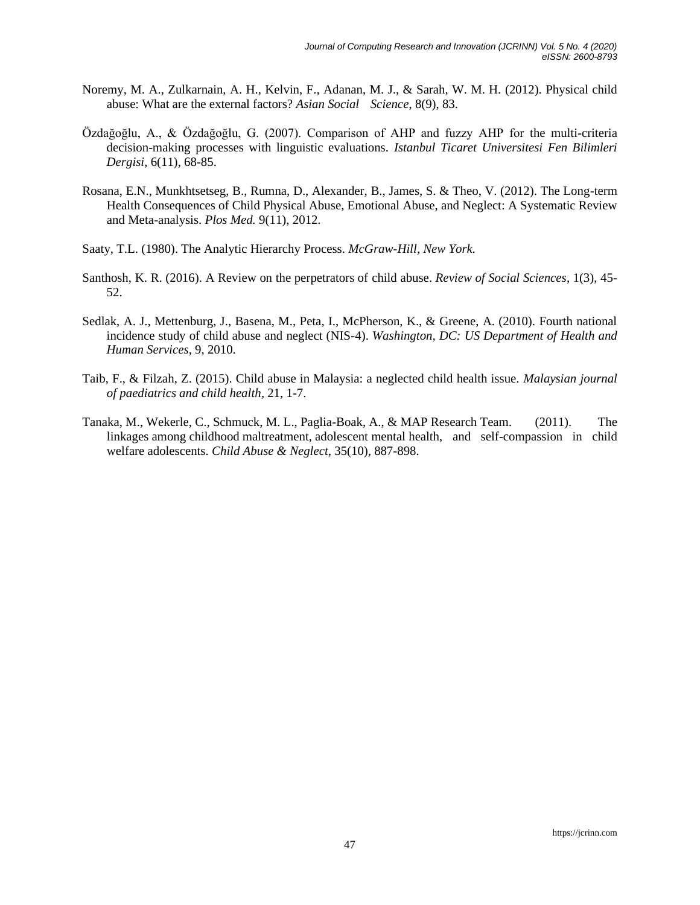Noremy, M. A., Zulkarnain, A. H., Kelvin, F., Adanan, M. J., & Sarah, W. M. H. (2012). Physical child abuse: What are the external factors? *Asian Social Science*, 8(9), 83.

Özdağoğlu, A., & Özdağoğlu, G. (2007). Comparison of AHP and fuzzy AHP for the multi-criteria decision-making processes with linguistic evaluations. *Istanbul Ticaret Universitesi Fen Bilimleri Dergisi*, 6(11), 68-85.

Rosana, E.N., Munkhtsetseg, B., Rumna, D., Alexander, B., James, S. & Theo, V. (2012). The Long-term Health Consequences of Child Physical Abuse, Emotional Abuse, and Neglect: A Systematic Review and Meta-analysis. *Plos Med.* 9(11), 2012.

Saaty, T.L. (1980). The Analytic Hierarchy Process. *McGraw-Hill, New York.*

Santhosh, K. R. (2016). A Review on the perpetrators of child abuse. *Review of Social Sciences*, 1(3), 45-52.

Sedlak, A. J., Mettenburg, J., Basena, M., Peta, I., McPherson, K., & Greene, A. (2010). Fourth national incidence study of child abuse and neglect (NIS-4). *Washington, DC: US Department of Health and Human Services*, 9, 2010.

Taib, F., & Filzah, Z. (2015). Child abuse in Malaysia: a neglected child health issue. *Malaysian journal of paediatrics and child health*, 21, 1-7.

Tanaka, M., Wekerle, C., Schmuck, M. L., Paglia-Boak, A., & MAP Research Team. (2011). The linkages among childhood maltreatment, adolescent mental health, and self-compassion in child welfare adolescents. *Child Abuse & Neglect*, 35(10), 887-898.